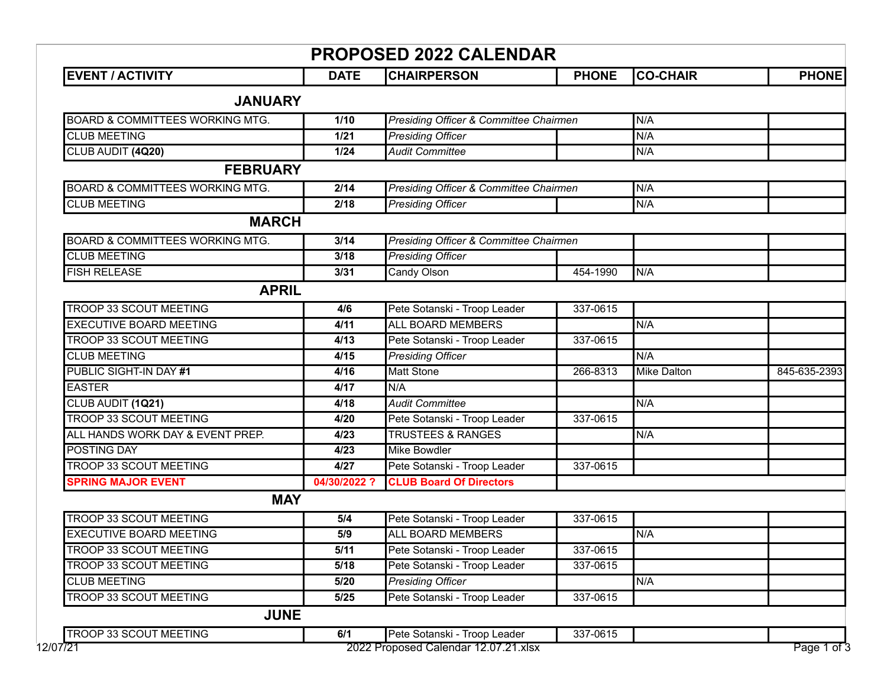# PROPOSED 2022 CALENDAR

| EVENT / ACTIVITY | DATE | CHAIRPERSON | PHONE | CO-CHAIR | PHONE |
|---|---|---|---|---|---|
| **JANUARY** | | | | | |
| BOARD & COMMITTEES WORKING MTG. | 1/10 | *Presiding Officer & Committee Chairmen* | | N/A | |
| CLUB MEETING | 1/21 | *Presiding Officer* | | N/A | |
| CLUB AUDIT **(4Q20)** | 1/24 | *Audit Committee* | | N/A | |
| **FEBRUARY** | | | | | |
| BOARD & COMMITTEES WORKING MTG. | 2/14 | *Presiding Officer & Committee Chairmen* | | N/A | |
| CLUB MEETING | 2/18 | *Presiding Officer* | | N/A | |
| **MARCH** | | | | | |
| BOARD & COMMITTEES WORKING MTG. | 3/14 | *Presiding Officer & Committee Chairmen* | | | |
| CLUB MEETING | 3/18 | *Presiding Officer* | | | |
| FISH RELEASE | 3/31 | Candy Olson | 454-1990 | N/A | |
| **APRIL** | | | | | |
| TROOP 33 SCOUT MEETING | 4/6 | Pete Sotanski - Troop Leader | 337-0615 | | |
| EXECUTIVE BOARD MEETING | 4/11 | ALL BOARD MEMBERS | | N/A | |
| TROOP 33 SCOUT MEETING | 4/13 | Pete Sotanski - Troop Leader | 337-0615 | | |
| CLUB MEETING | 4/15 | *Presiding Officer* | | N/A | |
| PUBLIC SIGHT-IN DAY **#1** | 4/16 | Matt Stone | 266-8313 | Mike Dalton | 845-635-2393 |
| EASTER | 4/17 | N/A | | | |
| CLUB AUDIT **(1Q21)** | 4/18 | *Audit Committee* | | N/A | |
| TROOP 33 SCOUT MEETING | 4/20 | Pete Sotanski - Troop Leader | 337-0615 | | |
| ALL HANDS WORK DAY & EVENT PREP. | 4/23 | TRUSTEES & RANGES | | N/A | |
| POSTING DAY | 4/23 | Mike Bowdler | | | |
| TROOP 33 SCOUT MEETING | 4/27 | Pete Sotanski - Troop Leader | 337-0615 | | |
| **SPRING MAJOR EVENT** | **04/30/2022 ?** | **CLUB Board Of Directors** | | | |
| **MAY** | | | | | |
| TROOP 33 SCOUT MEETING | 5/4 | Pete Sotanski - Troop Leader | 337-0615 | | |
| EXECUTIVE BOARD MEETING | 5/9 | ALL BOARD MEMBERS | | N/A | |
| TROOP 33 SCOUT MEETING | 5/11 | Pete Sotanski - Troop Leader | 337-0615 | | |
| TROOP 33 SCOUT MEETING | 5/18 | Pete Sotanski - Troop Leader | 337-0615 | | |
| CLUB MEETING | 5/20 | *Presiding Officer* | | N/A | |
| TROOP 33 SCOUT MEETING | 5/25 | Pete Sotanski - Troop Leader | 337-0615 | | |
| **JUNE** | | | | | |
| TROOP 33 SCOUT MEETING | 6/1 | Pete Sotanski - Troop Leader | 337-0615 | | |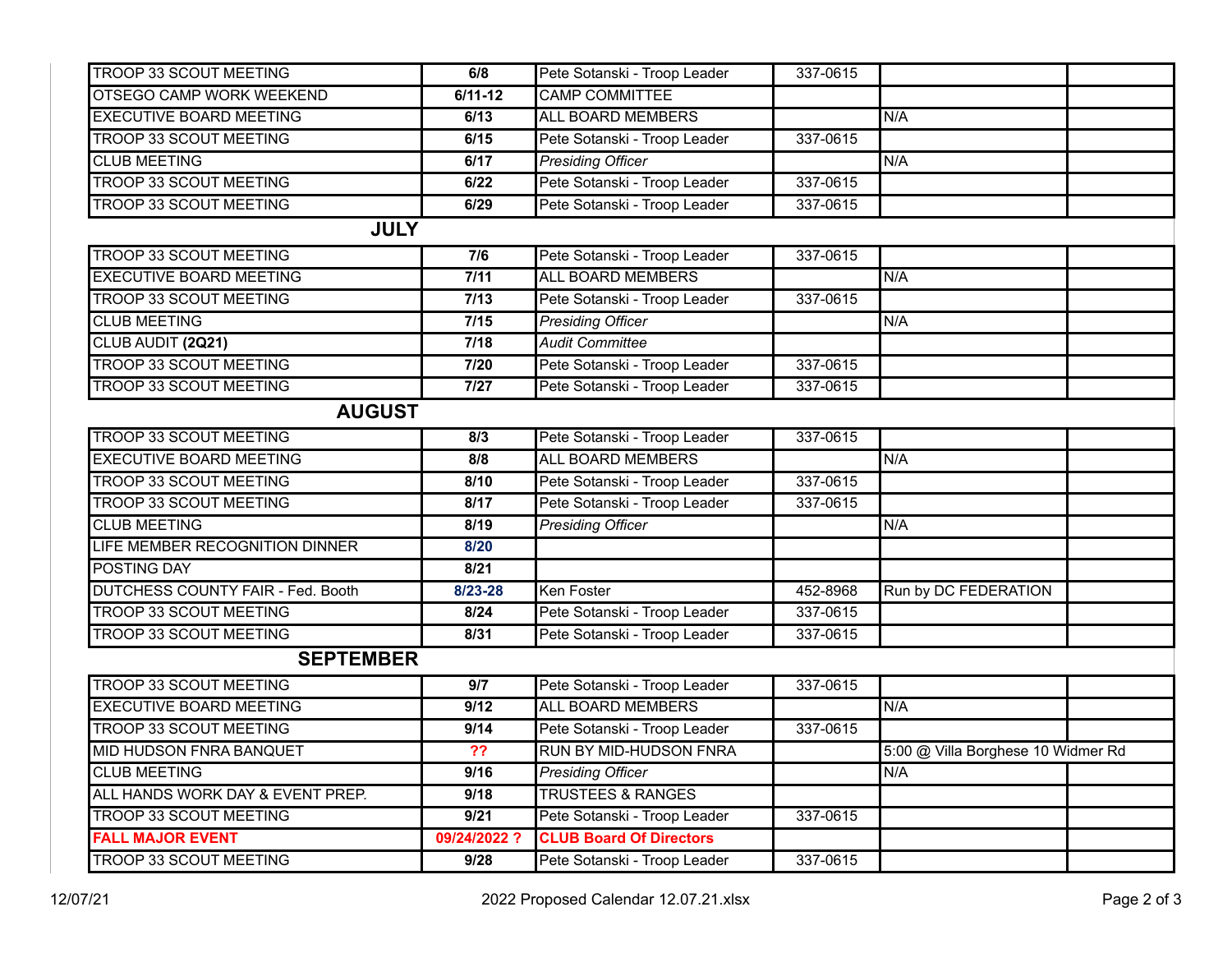| | | | | | |
|---|---|---|---|---|---|
| TROOP 33 SCOUT MEETING | **6/8** | Pete Sotanski - Troop Leader | 337-0615 | | |
| OTSEGO CAMP WORK WEEKEND | **6/11-12** | CAMP COMMITTEE | | | |
| EXECUTIVE BOARD MEETING | **6/13** | ALL BOARD MEMBERS | | N/A | |
| TROOP 33 SCOUT MEETING | **6/15** | Pete Sotanski - Troop Leader | 337-0615 | | |
| CLUB MEETING | **6/17** | *Presiding Officer* | | N/A | |
| TROOP 33 SCOUT MEETING | **6/22** | Pete Sotanski - Troop Leader | 337-0615 | | |
| TROOP 33 SCOUT MEETING | **6/29** | Pete Sotanski - Troop Leader | 337-0615 | | |
| **JULY** | | | | | |
| TROOP 33 SCOUT MEETING | **7/6** | Pete Sotanski - Troop Leader | 337-0615 | | |
| EXECUTIVE BOARD MEETING | **7/11** | ALL BOARD MEMBERS | | N/A | |
| TROOP 33 SCOUT MEETING | **7/13** | Pete Sotanski - Troop Leader | 337-0615 | | |
| CLUB MEETING | **7/15** | *Presiding Officer* | | N/A | |
| CLUB AUDIT **(2Q21)** | **7/18** | *Audit Committee* | | | |
| TROOP 33 SCOUT MEETING | **7/20** | Pete Sotanski - Troop Leader | 337-0615 | | |
| TROOP 33 SCOUT MEETING | **7/27** | Pete Sotanski - Troop Leader | 337-0615 | | |
| **AUGUST** | | | | | |
| TROOP 33 SCOUT MEETING | **8/3** | Pete Sotanski - Troop Leader | 337-0615 | | |
| EXECUTIVE BOARD MEETING | **8/8** | ALL BOARD MEMBERS | | N/A | |
| TROOP 33 SCOUT MEETING | **8/10** | Pete Sotanski - Troop Leader | 337-0615 | | |
| TROOP 33 SCOUT MEETING | **8/17** | Pete Sotanski - Troop Leader | 337-0615 | | |
| CLUB MEETING | **8/19** | *Presiding Officer* | | N/A | |
| LIFE MEMBER RECOGNITION DINNER | **8/20** | | | | |
| POSTING DAY | **8/21** | | | | |
| DUTCHESS COUNTY FAIR - Fed. Booth | **8/23-28** | Ken Foster | 452-8968 | Run by DC FEDERATION | |
| TROOP 33 SCOUT MEETING | **8/24** | Pete Sotanski - Troop Leader | 337-0615 | | |
| TROOP 33 SCOUT MEETING | **8/31** | Pete Sotanski - Troop Leader | 337-0615 | | |
| **SEPTEMBER** | | | | | |
| TROOP 33 SCOUT MEETING | **9/7** | Pete Sotanski - Troop Leader | 337-0615 | | |
| EXECUTIVE BOARD MEETING | **9/12** | ALL BOARD MEMBERS | | N/A | |
| TROOP 33 SCOUT MEETING | **9/14** | Pete Sotanski - Troop Leader | 337-0615 | | |
| MID HUDSON FNRA BANQUET | **??** | RUN BY MID-HUDSON FNRA | | 5:00 @ Villa Borghese 10 Widmer Rd | |
| CLUB MEETING | **9/16** | *Presiding Officer* | | N/A | |
| ALL HANDS WORK DAY & EVENT PREP. | **9/18** | TRUSTEES & RANGES | | | |
| TROOP 33 SCOUT MEETING | **9/21** | Pete Sotanski - Troop Leader | 337-0615 | | |
| **FALL MAJOR EVENT** | **09/24/2022 ?** | **CLUB Board Of Directors** | | | |
| TROOP 33 SCOUT MEETING | **9/28** | Pete Sotanski - Troop Leader | 337-0615 | | |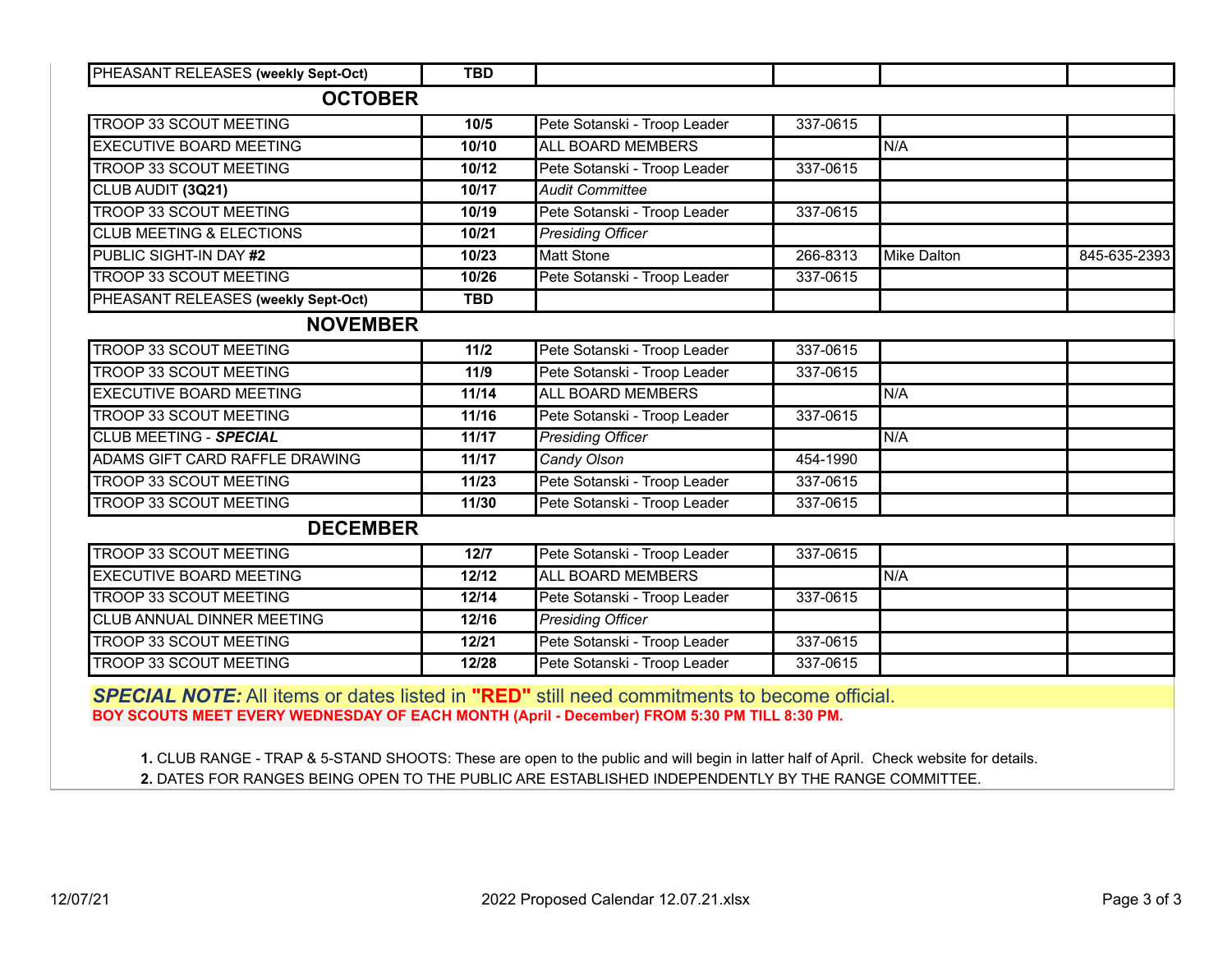| | | | | | |
|---|---|---|---|---|---|
| PHEASANT RELEASES **(weekly Sept-Oct)** | **TBD** | | | | |
| **OCTOBER** | | | | | |
| TROOP 33 SCOUT MEETING | **10/5** | Pete Sotanski - Troop Leader | 337-0615 | | |
| EXECUTIVE BOARD MEETING | **10/10** | ALL BOARD MEMBERS | | N/A | |
| TROOP 33 SCOUT MEETING | **10/12** | Pete Sotanski - Troop Leader | 337-0615 | | |
| CLUB AUDIT **(3Q21)** | **10/17** | *Audit Committee* | | | |
| TROOP 33 SCOUT MEETING | **10/19** | Pete Sotanski - Troop Leader | 337-0615 | | |
| CLUB MEETING & ELECTIONS | **10/21** | *Presiding Officer* | | | |
| PUBLIC SIGHT-IN DAY **#2** | **10/23** | Matt Stone | 266-8313 | Mike Dalton | 845-635-2393 |
| TROOP 33 SCOUT MEETING | **10/26** | Pete Sotanski - Troop Leader | 337-0615 | | |
| PHEASANT RELEASES **(weekly Sept-Oct)** | **TBD** | | | | |
| **NOVEMBER** | | | | | |
| TROOP 33 SCOUT MEETING | **11/2** | Pete Sotanski - Troop Leader | 337-0615 | | |
| TROOP 33 SCOUT MEETING | **11/9** | Pete Sotanski - Troop Leader | 337-0615 | | |
| EXECUTIVE BOARD MEETING | **11/14** | ALL BOARD MEMBERS | | N/A | |
| TROOP 33 SCOUT MEETING | **11/16** | Pete Sotanski - Troop Leader | 337-0615 | | |
| CLUB MEETING - ***SPECIAL*** | **11/17** | *Presiding Officer* | | N/A | |
| ADAMS GIFT CARD RAFFLE DRAWING | **11/17** | *Candy Olson* | 454-1990 | | |
| TROOP 33 SCOUT MEETING | **11/23** | Pete Sotanski - Troop Leader | 337-0615 | | |
| TROOP 33 SCOUT MEETING | **11/30** | Pete Sotanski - Troop Leader | 337-0615 | | |
| **DECEMBER** | | | | | |
| TROOP 33 SCOUT MEETING | **12/7** | Pete Sotanski - Troop Leader | 337-0615 | | |
| EXECUTIVE BOARD MEETING | **12/12** | ALL BOARD MEMBERS | | N/A | |
| TROOP 33 SCOUT MEETING | **12/14** | Pete Sotanski - Troop Leader | 337-0615 | | |
| CLUB ANNUAL DINNER MEETING | **12/16** | *Presiding Officer* | | | |
| TROOP 33 SCOUT MEETING | **12/21** | Pete Sotanski - Troop Leader | 337-0615 | | |
| TROOP 33 SCOUT MEETING | **12/28** | Pete Sotanski - Troop Leader | 337-0615 | | |

***SPECIAL NOTE:*** All items or dates listed in **"RED"** still need commitments to become official.

**BOY SCOUTS MEET EVERY WEDNESDAY OF EACH MONTH (April - December) FROM 5:30 PM TILL 8:30 PM.**

**1.** CLUB RANGE - TRAP & 5-STAND SHOOTS: These are open to the public and will begin in latter half of April. Check website for details.

**2.** DATES FOR RANGES BEING OPEN TO THE PUBLIC ARE ESTABLISHED INDEPENDENTLY BY THE RANGE COMMITTEE.